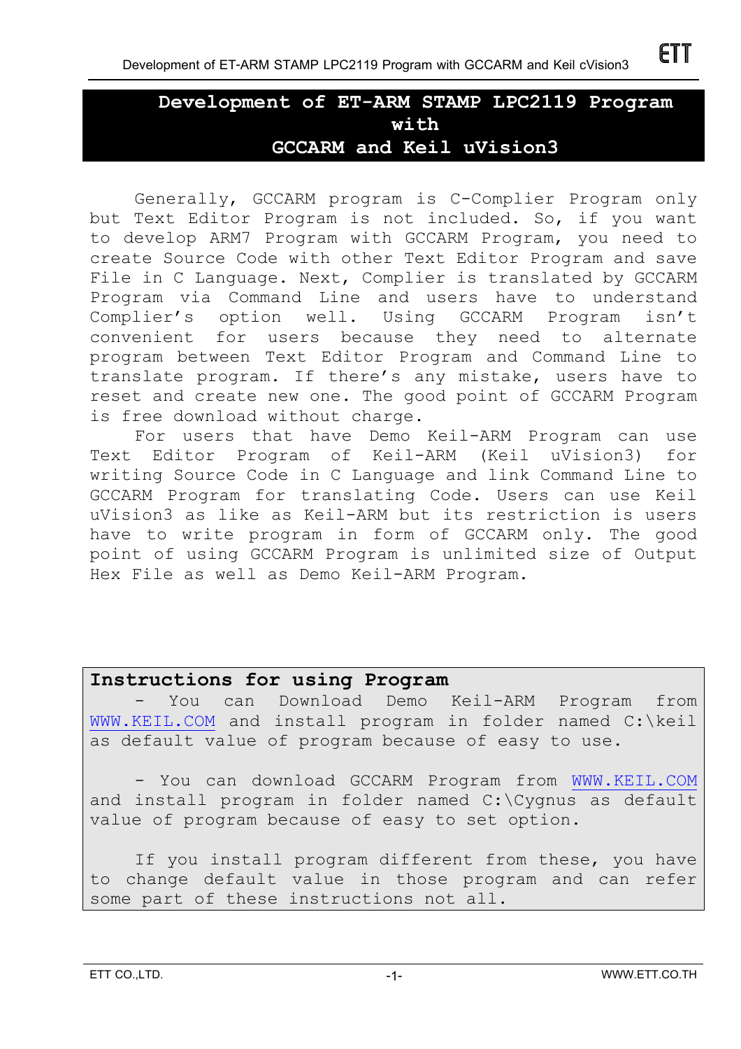# Development of ET-ARM STAMP LPC2119 Program with GCCARM and Keil uVision3

Generally, GCCARM program is C-Complier Program only but Text Editor Program is not included. So, if you want to develop ARM7 Program with GCCARM Program, you need to create Source Code with other Text Editor Program and save File in C Language. Next, Complier is translated by GCCARM Program via Command Line and users have to understand Complier's option well. Using GCCARM Program isn't convenient for users because they need to alternate program between Text Editor Program and Command Line to translate program. If there's any mistake, users have to reset and create new one. The good point of GCCARM Program is free download without charge.

For users that have Demo Keil-ARM Program can use Text Editor Program of Keil-ARM (Keil uVision3) for writing Source Code in C Language and link Command Line to GCCARM Program for translating Code. Users can use Keil uVision3 as like as Keil-ARM but its restriction is users have to write program in form of GCCARM only. The good point of using GCCARM Program is unlimited size of Output Hex File as well as Demo Keil-ARM Program.

**Instructions for using Program**

- You can Download Demo Keil-ARM Program from WWW.KEIL.COM and install program in folder named C:\keil as default value of program because of easy to use.

- You can download GCCARM Program from WWW.KEIL.COM and install program in folder named C:\Cygnus as default value of program because of easy to set option.

If you install program different from these, you have to change default value in those program and can refer some part of these instructions not all.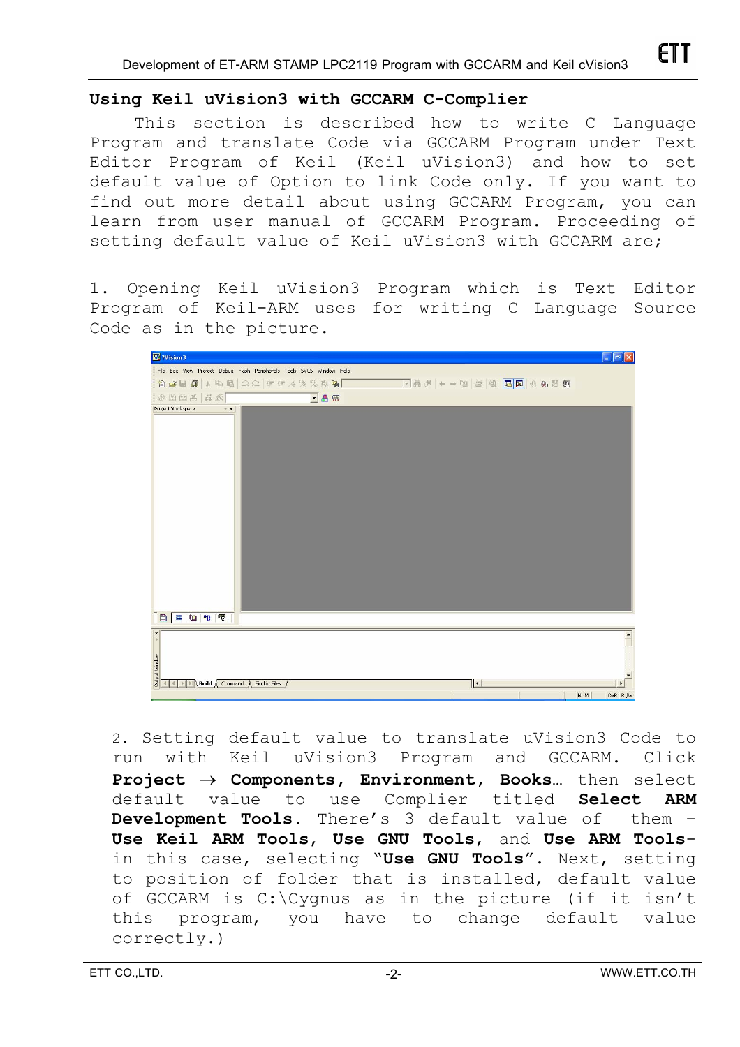## Using Keil uVision3 with GCCARM C-Complier

This section is described how to write C Language Program and translate Code via GCCARM Program under Text Editor Program of Keil (Keil uVision3) and how to set default value of Option to link Code only. If you want to find out more detail about using GCCARM Program, you can learn from user manual of GCCARM Program. Proceeding of setting default value of Keil uVision3 with GCCARM are;

1. Opening Keil uVision3 Program which is Text Editor Program of Keil-ARM uses for writing C Language Source Code as in the picture.

2. Setting default value to translate uVision3 Code to run with Keil uVision3 Program and GCCARM. Click **Project → Components, Environment, Books…** then select default value to use Complier titled **Select ARM Development Tools.** There's 3 default value of them – **Use Keil ARM Tools, Use GNU Tools,** and **Use ARM Tools**- in this case, selecting **"Use GNU Tools"**. Next, setting to position of folder that is installed, default value of GCCARM is C:\Cygnus as in the picture (if it isn't this program, you have to change default value correctly.)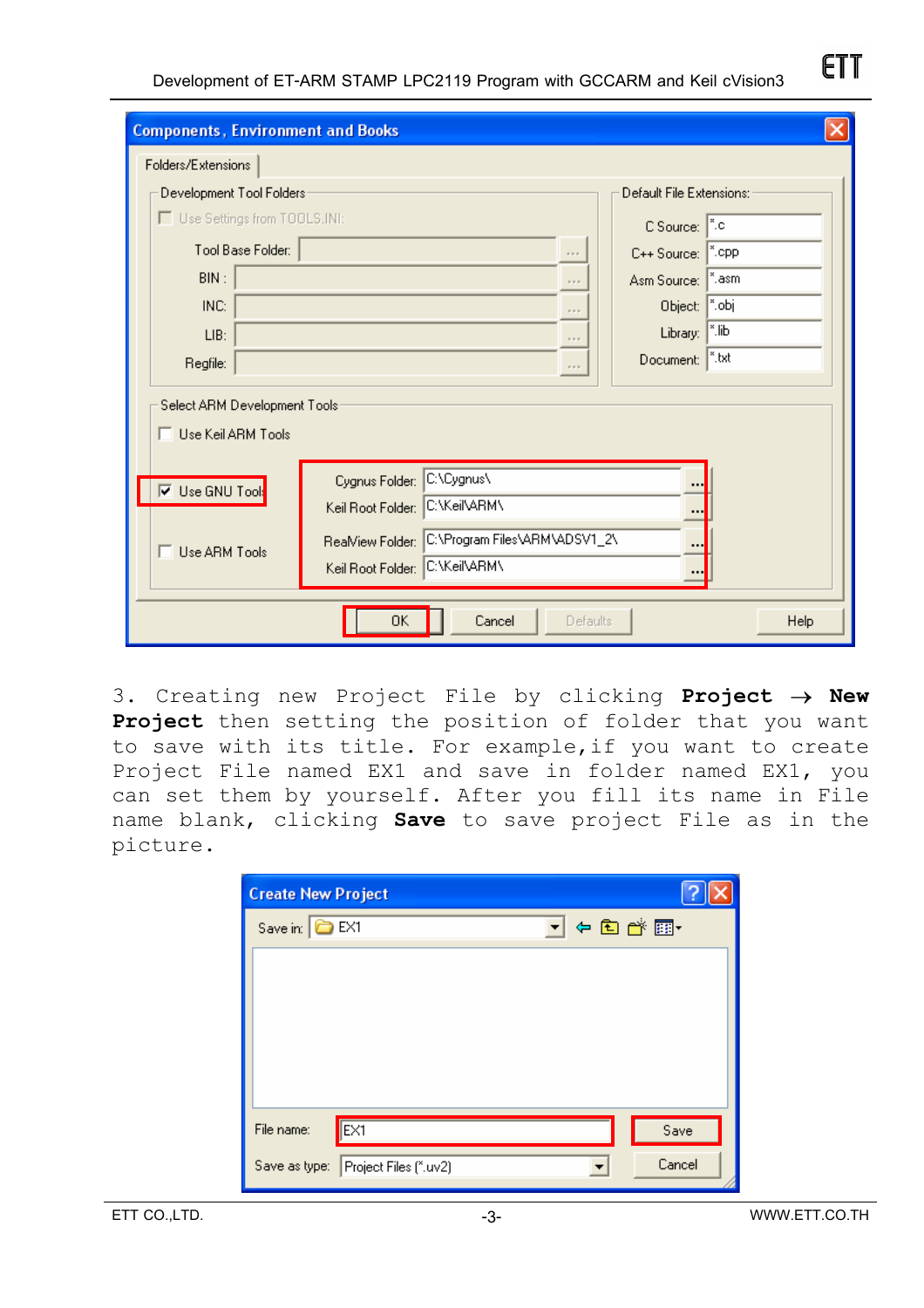3. Creating new Project File by clicking **Project → New Project** then setting the position of folder that you want to save with its title. For example, if you want to create Project File named EX1 and save in folder named EX1, you can set them by yourself. After you fill its name in File name blank, clicking **Save** to save project File as in the picture.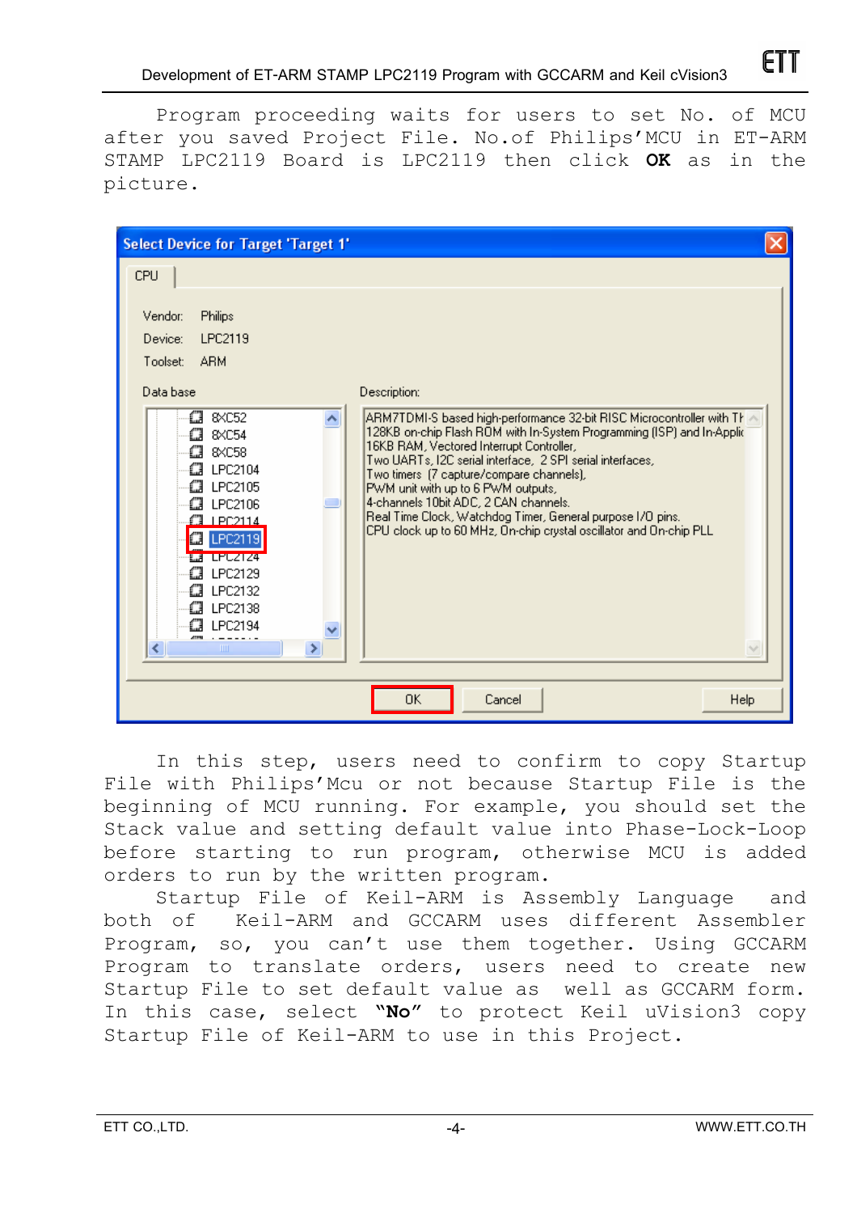Program proceeding waits for users to set No. of MCU after you saved Project File. No.of Philips'MCU in ET-ARM STAMP LPC2119 Board is LPC2119 then click **OK** as in the picture.

In this step, users need to confirm to copy Startup File with Philips'Mcu or not because Startup File is the beginning of MCU running. For example, you should set the Stack value and setting default value into Phase-Lock-Loop before starting to run program, otherwise MCU is added orders to run by the written program.

Startup File of Keil-ARM is Assembly Language and both of Keil-ARM and GCCARM uses different Assembler Program, so, you can't use them together. Using GCCARM Program to translate orders, users need to create new Startup File to set default value as well as GCCARM form. In this case, select **"No"** to protect Keil uVision3 copy Startup File of Keil-ARM to use in this Project.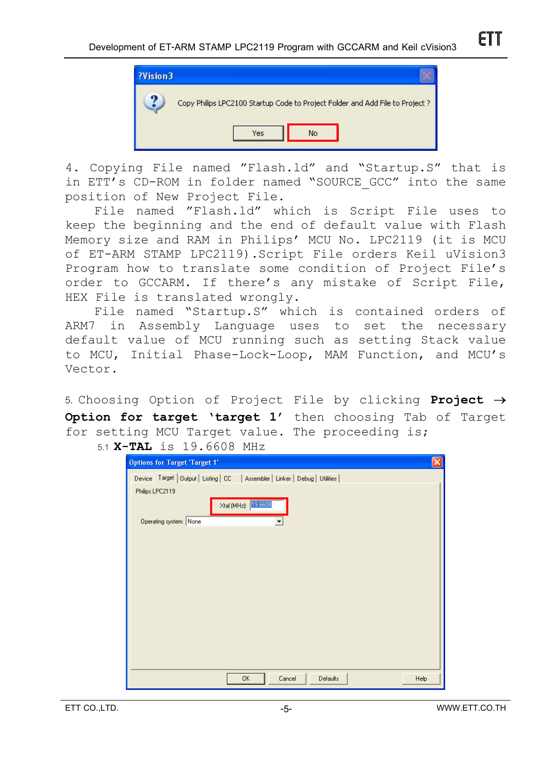4. Copying File named "Flash.ld" and "Startup.S" that is in ETT's CD-ROM in folder named "SOURCE_GCC" into the same position of New Project File.

File named "Flash.ld" which is Script File uses to keep the beginning and the end of default value with Flash Memory size and RAM in Philips' MCU No. LPC2119 (it is MCU of ET-ARM STAMP LPC2119).Script File orders Keil uVision3 Program how to translate some condition of Project File's order to GCCARM. If there's any mistake of Script File, HEX File is translated wrongly.

File named "Startup.S" which is contained orders of ARM7 in Assembly Language uses to set the necessary default value of MCU running such as setting Stack value to MCU, Initial Phase-Lock-Loop, MAM Function, and MCU's Vector.

5. Choosing Option of Project File by clicking **Project → Option for target 'target 1'** then choosing Tab of Target for setting MCU Target value. The proceeding is;

5.1 **X-TAL** is 19.6608 MHz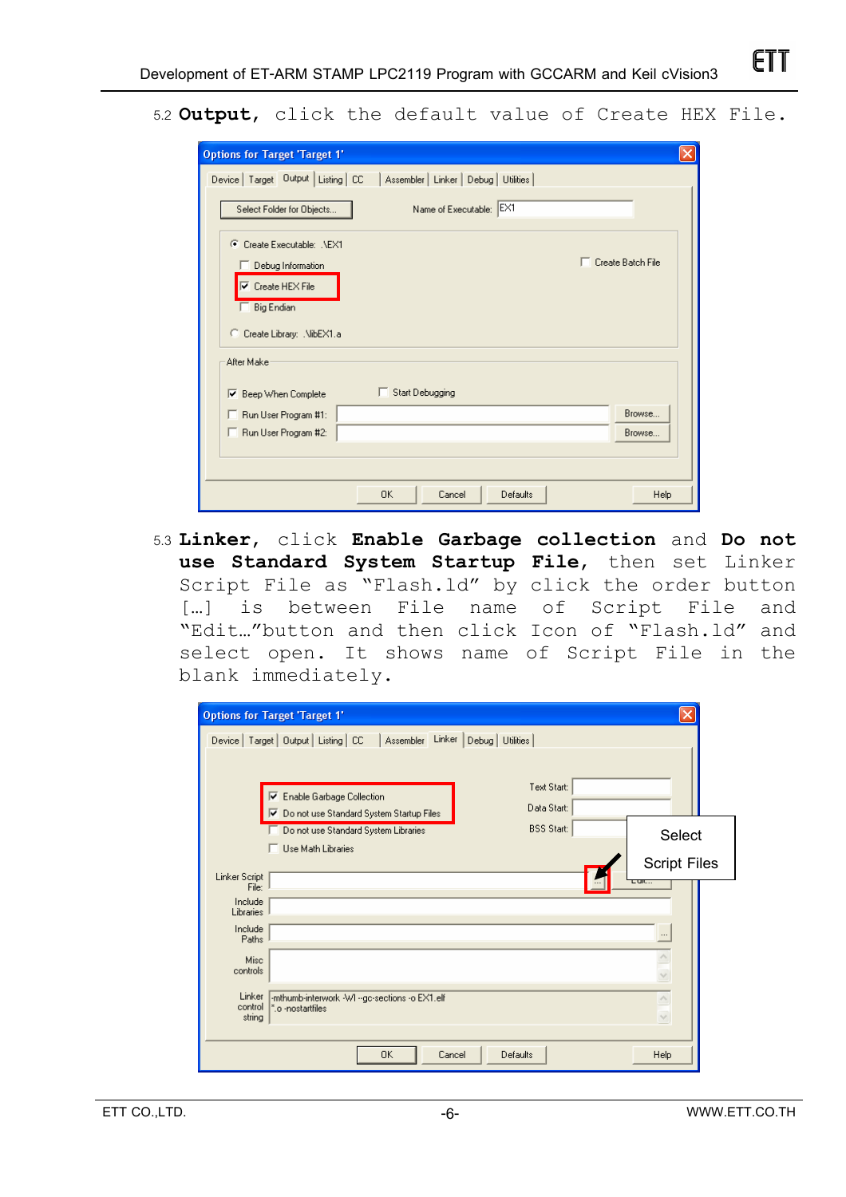5.2 **Output,** click the default value of Create HEX File.

5.3 **Linker,** click **Enable Garbage collection** and **Do not use Standard System Startup File,** then set Linker Script File as "Flash.ld" by click the order button […] is between File name of Script File and "Edit…"button and then click Icon of "Flash.ld" and select open. It shows name of Script File in the blank immediately.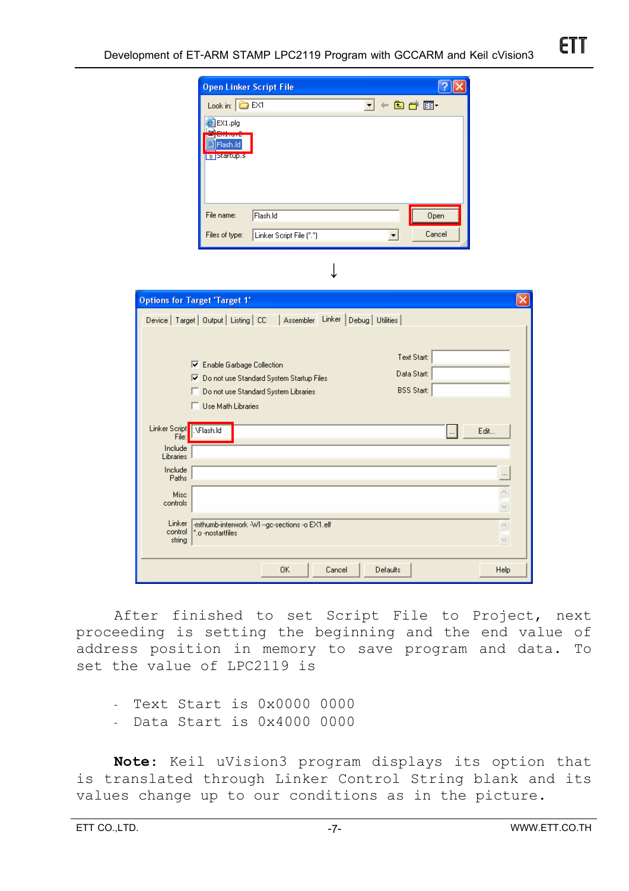After finished to set Script File to Project, next proceeding is setting the beginning and the end value of address position in memory to save program and data. To set the value of LPC2119 is

- Text Start is 0x0000 0000
- Data Start is 0x4000 0000

**Note:** Keil uVision3 program displays its option that is translated through Linker Control String blank and its values change up to our conditions as in the picture.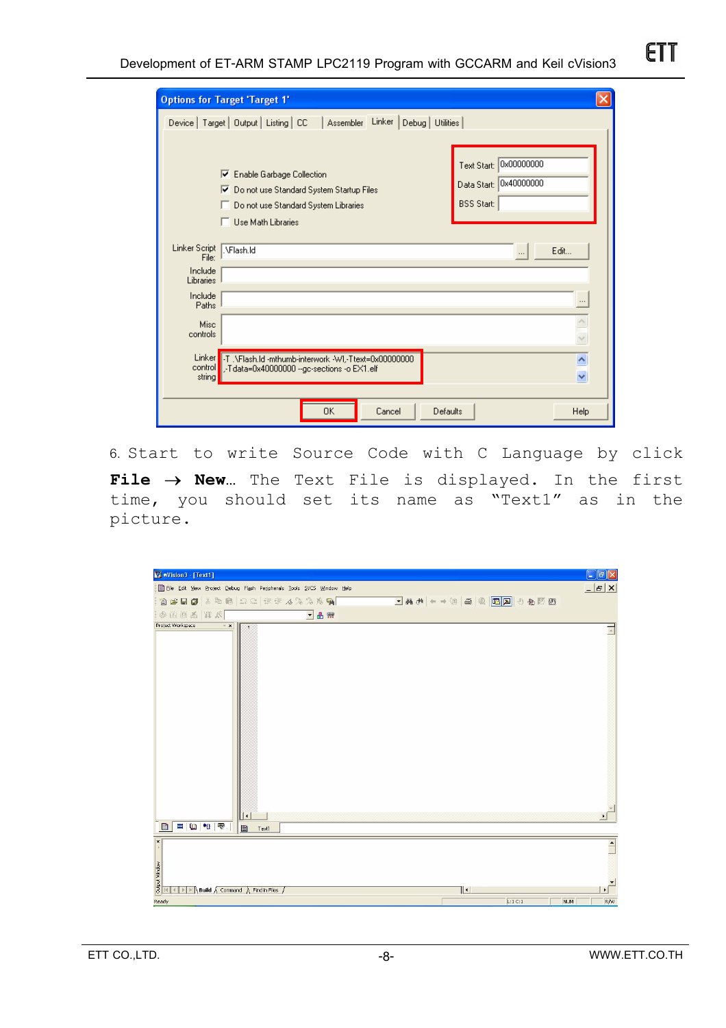6. Start to write Source Code with C Language by click **File → New…** The Text File is displayed. In the first time, you should set its name as "Text1" as in the picture.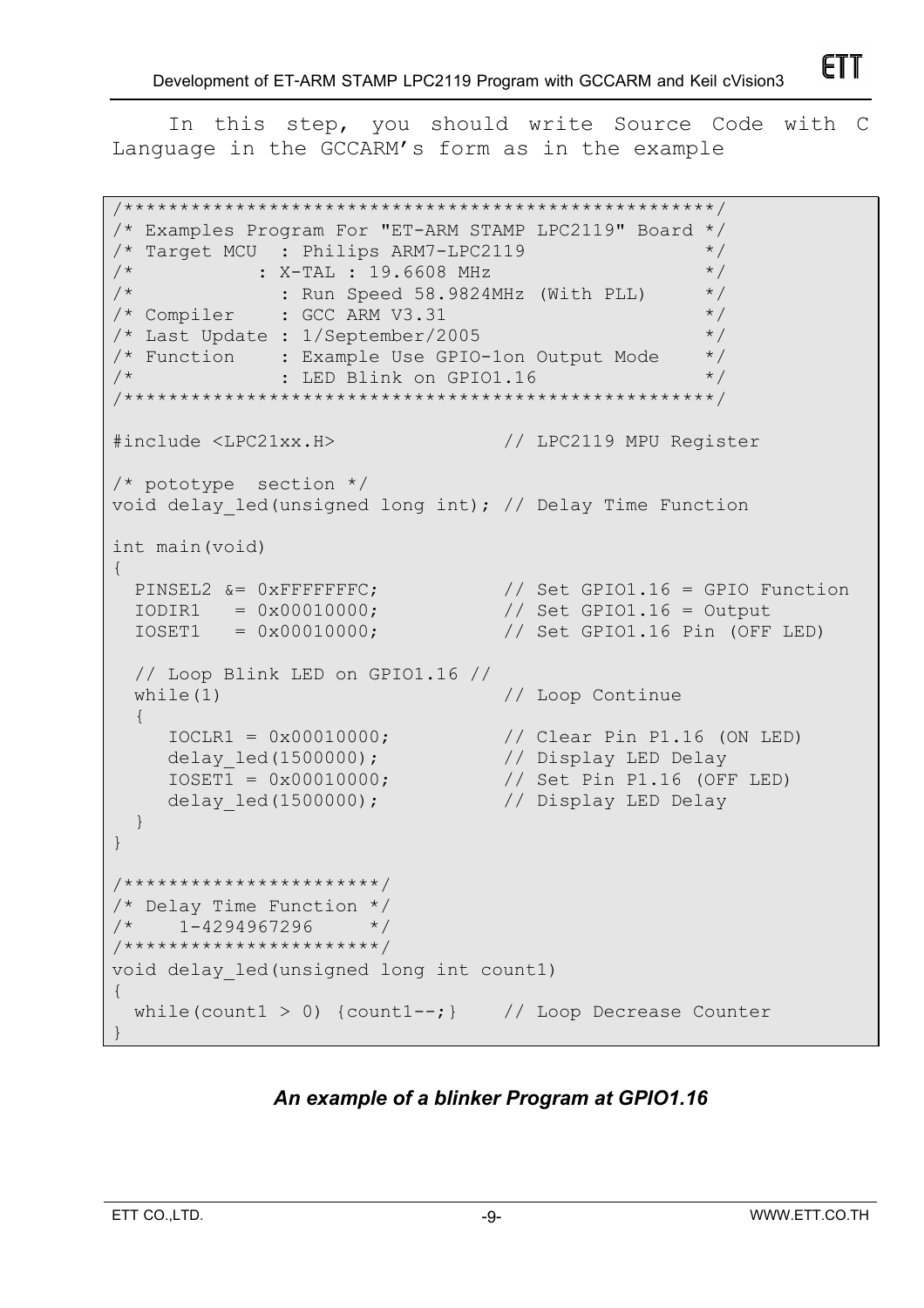In this step, you should write Source Code with C Language in the GCCARM's form as in the example

```
/***************************************************/
/* Examples Program For "ET-ARM STAMP LPC2119" Board */
/* Target MCU  : Philips ARM7-LPC2119              */
/*           : X-TAL : 19.6608 MHz                 */
/*            : Run Speed 58.9824MHz (With PLL)    */
/* Compiler    : GCC ARM V3.31                     */
/* Last Update : 1/September/2005                  */
/* Function    : Example Use GPIO-1on Output Mode   */
/*             : LED Blink on GPIO1.16             */
/***************************************************/

#include <LPC21xx.H>                  // LPC2119 MPU Register

/* pototype  section */
void delay_led(unsigned long int); // Delay Time Function

int main(void)
{
  PINSEL2 &= 0xFFFFFFFC;            // Set GPIO1.16 = GPIO Function
  IODIR1   = 0x00010000;            // Set GPIO1.16 = Output
  IOSET1   = 0x00010000;            // Set GPIO1.16 Pin (OFF LED)

  // Loop Blink LED on GPIO1.16 //
  while(1)                          // Loop Continue
  {
     IOCLR1 = 0x00010000;           // Clear Pin P1.16 (ON LED)
     delay_led(1500000);            // Display LED Delay
     IOSET1 = 0x00010000;           // Set Pin P1.16 (OFF LED)
     delay_led(1500000);            // Display LED Delay
  }
}

/**********************/
/* Delay Time Function */
/*    1-4294967296    */
/**********************/
void delay_led(unsigned long int count1)
{
  while(count1 > 0) {count1--;}    // Loop Decrease Counter
}
```

***An example of a blinker Program at GPIO1.16***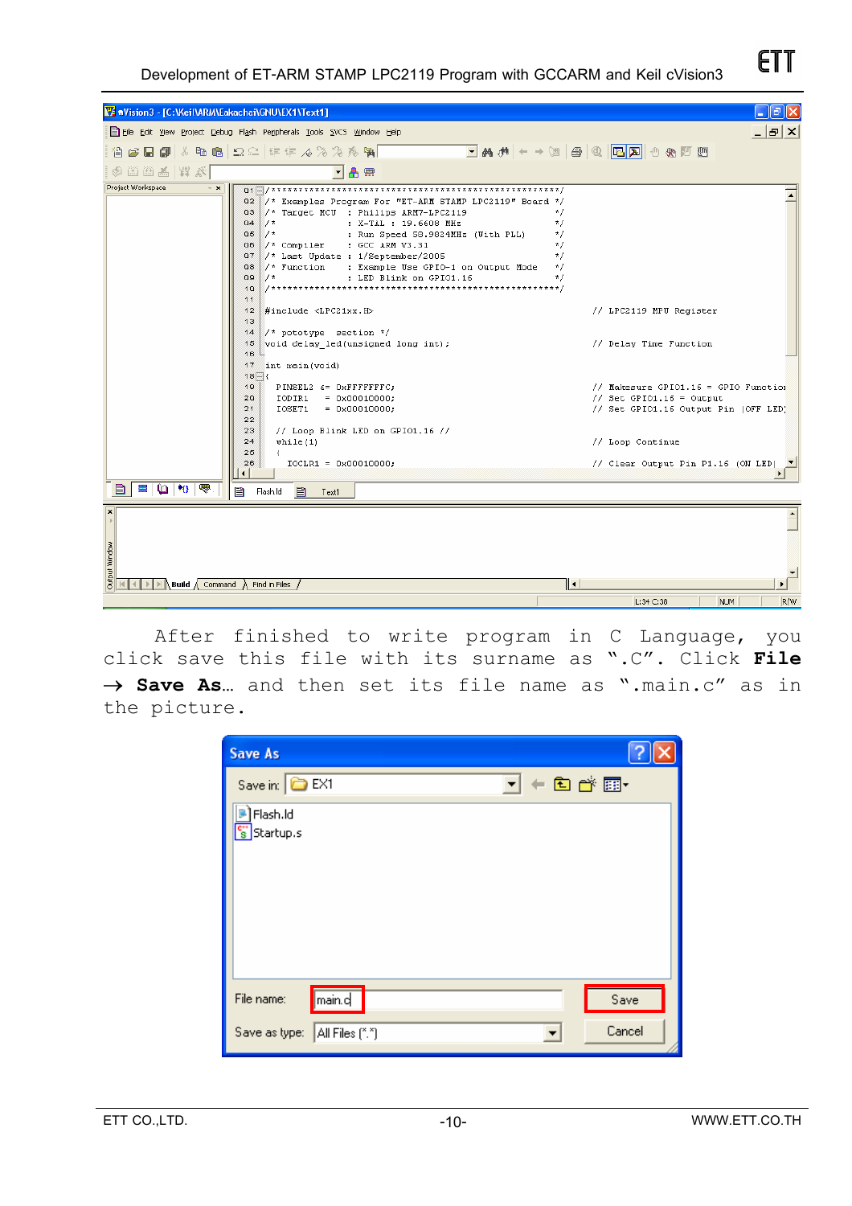After finished to write program in C Language, you click save this file with its surname as ".C". Click **File → Save As…** and then set its file name as ".main.c" as in the picture.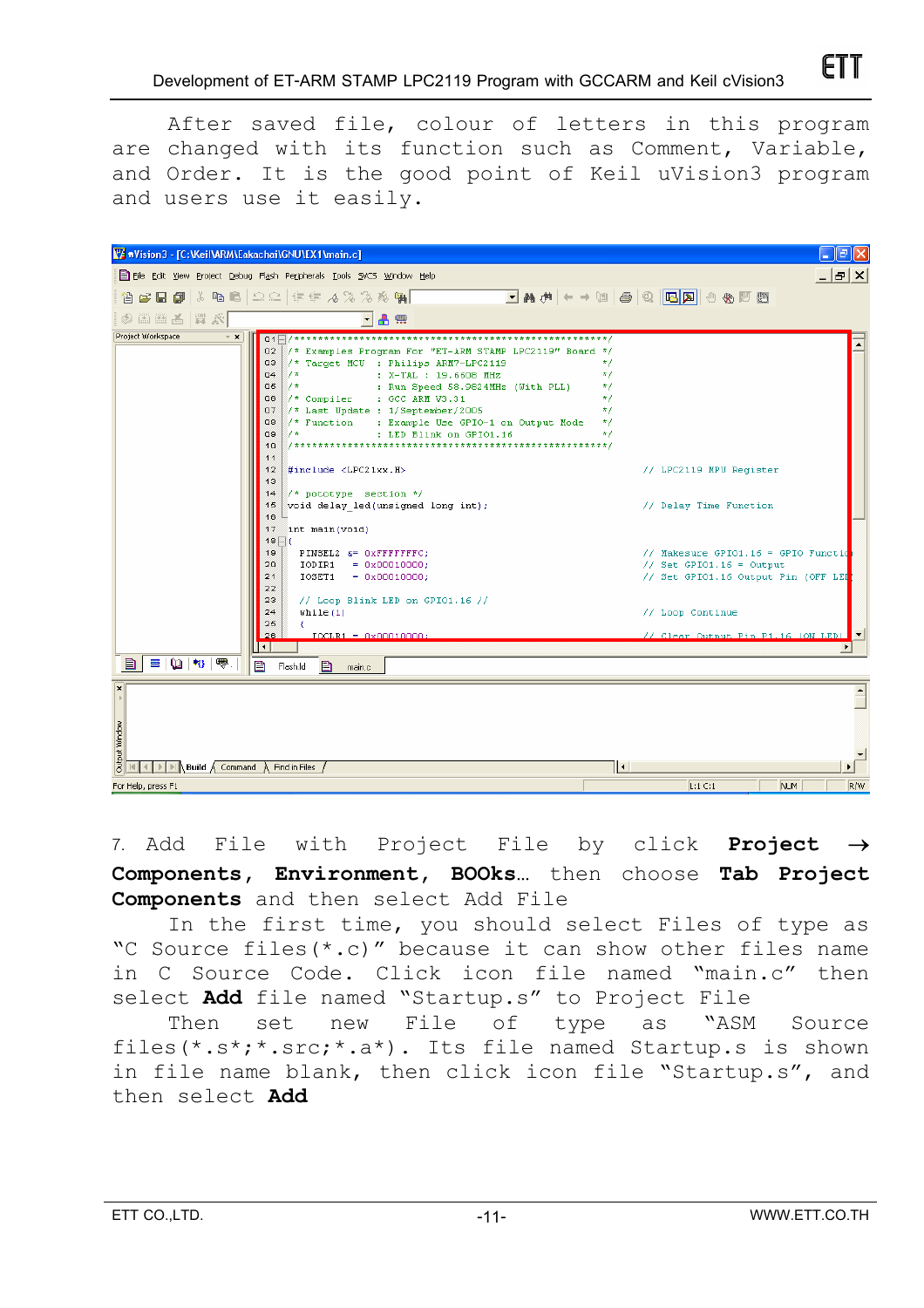After saved file, colour of letters in this program are changed with its function such as Comment, Variable, and Order. It is the good point of Keil uVision3 program and users use it easily.

7. Add File with Project File by click **Project → Components, Environment, BOOks…** then choose **Tab Project Components** and then select Add File

In the first time, you should select Files of type as "C Source files(*.c)" because it can show other files name in C Source Code. Click icon file named "main.c" then select **Add** file named "Startup.s" to Project File

Then set new File of type as "ASM Source files(*.s*;*.src;*.a*). Its file named Startup.s is shown in file name blank, then click icon file "Startup.s", and then select **Add**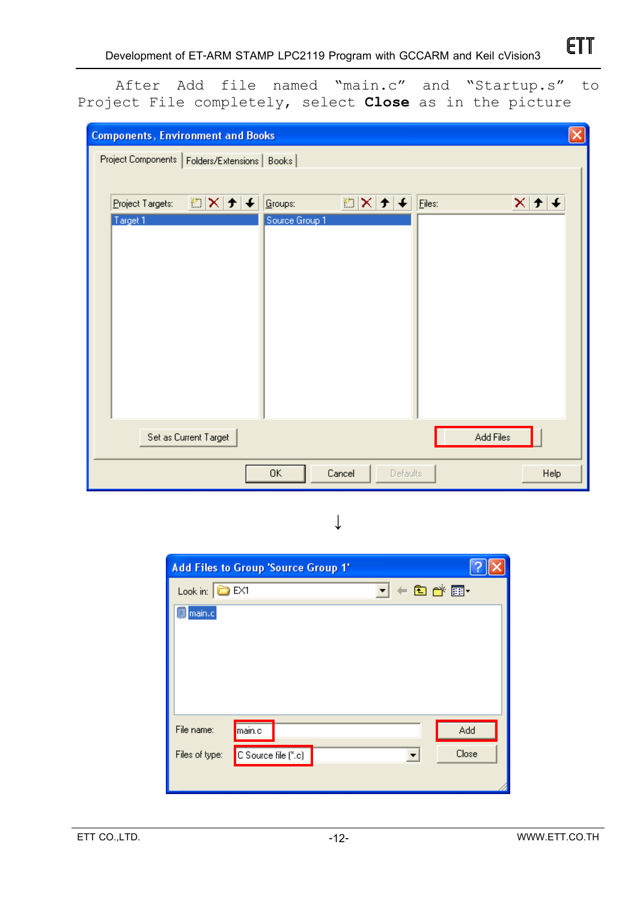After Add file named "main.c" and "Startup.s" to Project File completely, select **Close** as in the picture

Components, Environment and Books

Project Components | Folders/Extensions | Books

Project Targets: Target 1

Groups: Source Group 1

Files:

Set as Current Target | Add Files

OK | Cancel | Defaults | Help

↓

Add Files to Group 'Source Group 1'

Look in: EX1

main.c

File name: main.c | Add

Files of type: C Source file (*.c) | Close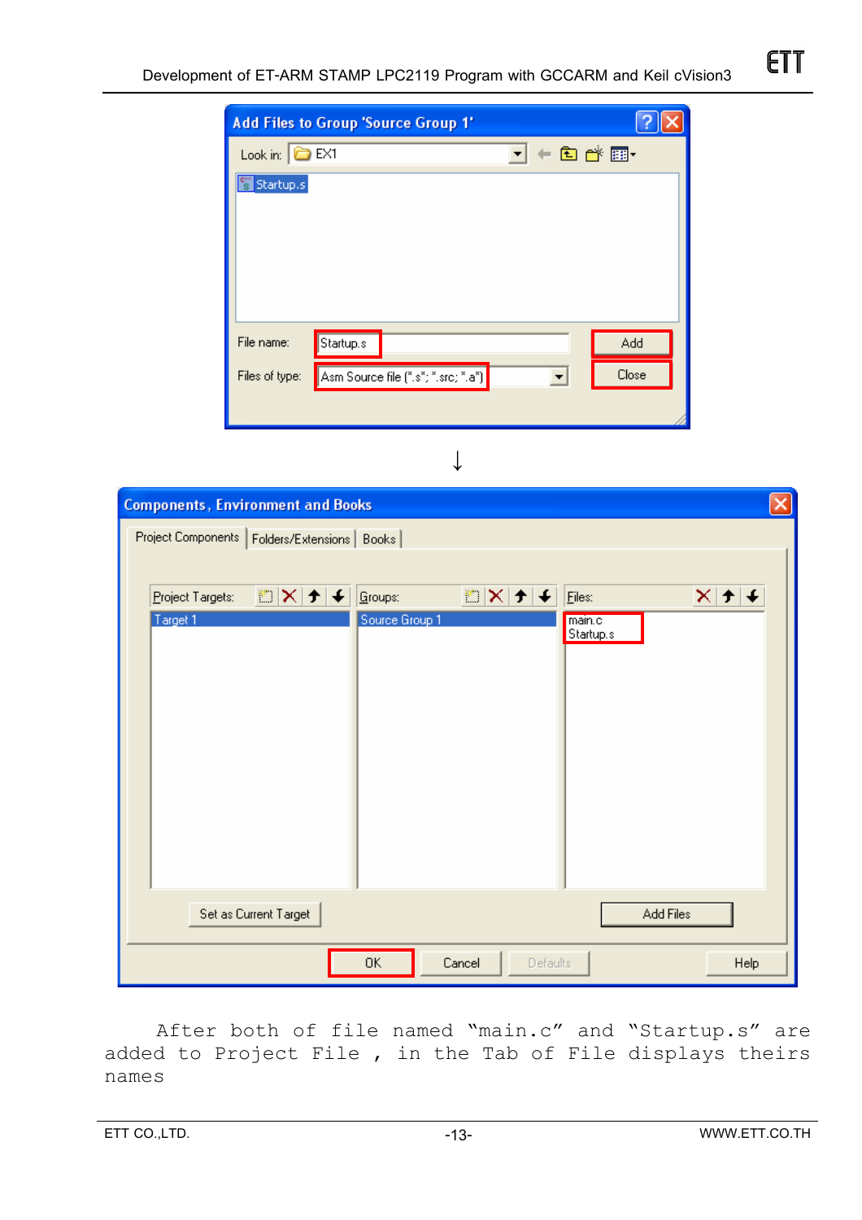After both of file named "main.c" and "Startup.s" are added to Project File , in the Tab of File displays theirs names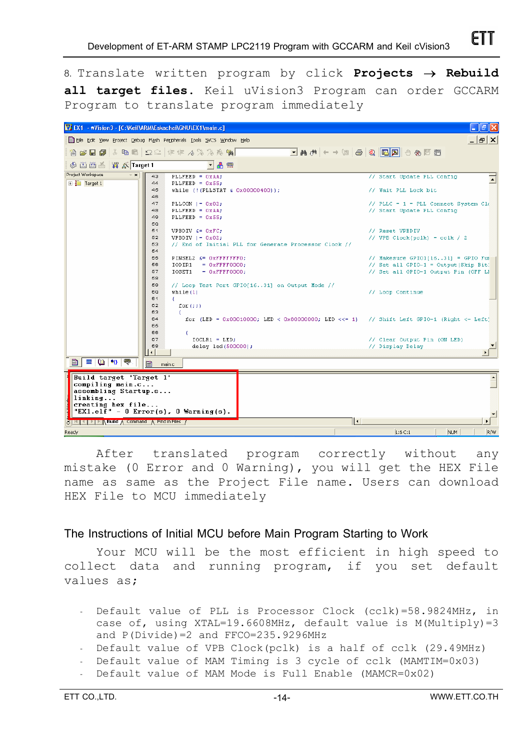8. Translate written program by click **Projects → Rebuild all target files.** Keil uVision3 Program can order GCCARM Program to translate program immediately

After translated program correctly without any mistake (0 Error and 0 Warning), you will get the HEX File name as same as the Project File name. Users can download HEX File to MCU immediately

## The Instructions of Initial MCU before Main Program Starting to Work

Your MCU will be the most efficient in high speed to collect data and running program, if you set default values as;

- Default value of PLL is Processor Clock (cclk)=58.9824MHz, in case of, using XTAL=19.6608MHz, default value is M(Multiply)=3 and P(Divide)=2 and FFCO=235.9296MHz
- Default value of VPB Clock(pclk) is a half of cclk (29.49MHz)
- Default value of MAM Timing is 3 cycle of cclk (MAMTIM=0x03)
- Default value of MAM Mode is Full Enable (MAMCR=0x02)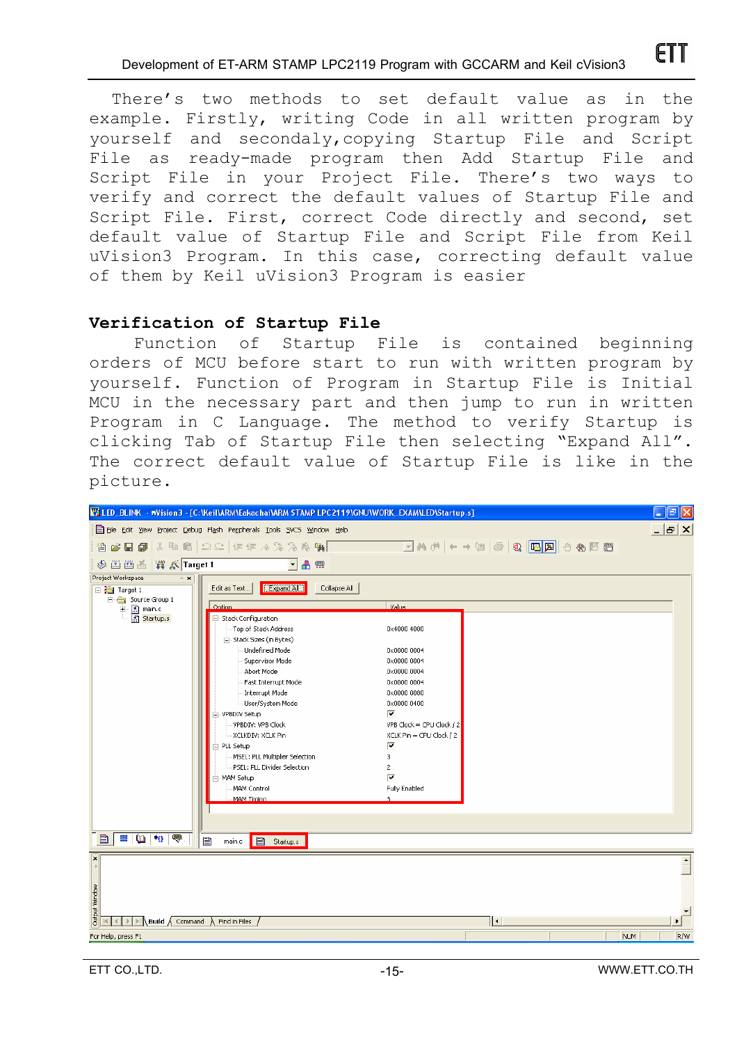There's two methods to set default value as in the example. Firstly, writing Code in all written program by yourself and secondaly,copying Startup File and Script File as ready-made program then Add Startup File and Script File in your Project File. There's two ways to verify and correct the default values of Startup File and Script File. First, correct Code directly and second, set default value of Startup File and Script File from Keil uVision3 Program. In this case, correcting default value of them by Keil uVision3 Program is easier

## Verification of Startup File

Function of Startup File is contained beginning orders of MCU before start to run with written program by yourself. Function of Program in Startup File is Initial MCU in the necessary part and then jump to run in written Program in C Language. The method to verify Startup is clicking Tab of Startup File then selecting "Expand All". The correct default value of Startup File is like in the picture.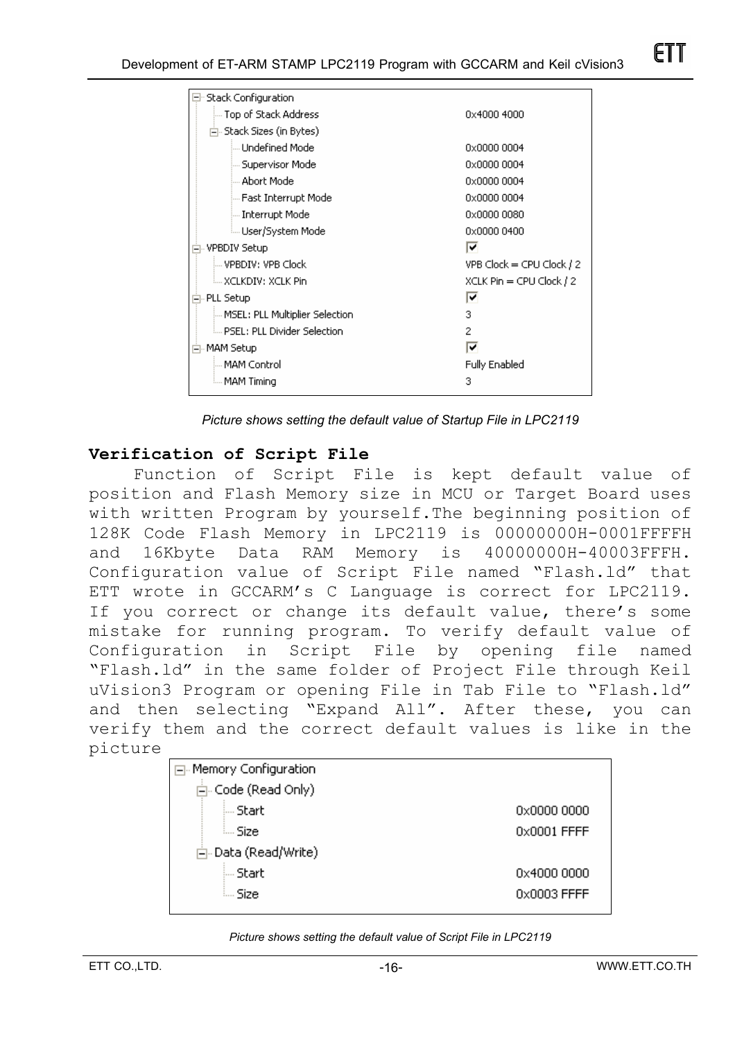| Stack Configuration | |
|---|---|
| Top of Stack Address | 0x4000 4000 |
| Stack Sizes (in Bytes) | |
| Undefined Mode | 0x0000 0004 |
| Supervisor Mode | 0x0000 0004 |
| Abort Mode | 0x0000 0004 |
| Fast Interrupt Mode | 0x0000 0004 |
| Interrupt Mode | 0x0000 0080 |
| User/System Mode | 0x0000 0400 |
| VPBDIV Setup | ☑ |
| VPBDIV: VPB Clock | VPB Clock = CPU Clock / 2 |
| XCLKDIV: XCLK Pin | XCLK Pin = CPU Clock / 2 |
| PLL Setup | ☑ |
| MSEL: PLL Multiplier Selection | 3 |
| PSEL: PLL Divider Selection | 2 |
| MAM Setup | ☑ |
| MAM Control | Fully Enabled |
| MAM Timing | 3 |

*Picture shows setting the default value of Startup File in LPC2119*

## Verification of Script File

Function of Script File is kept default value of position and Flash Memory size in MCU or Target Board uses with written Program by yourself.The beginning position of 128K Code Flash Memory in LPC2119 is 00000000H-0001FFFFH and 16Kbyte Data RAM Memory is 40000000H-40003FFFH. Configuration value of Script File named "Flash.ld" that ETT wrote in GCCARM's C Language is correct for LPC2119. If you correct or change its default value, there's some mistake for running program. To verify default value of Configuration in Script File by opening file named "Flash.ld" in the same folder of Project File through Keil uVision3 Program or opening File in Tab File to "Flash.ld" and then selecting "Expand All". After these, you can verify them and the correct default values is like in the picture

| Memory Configuration | |
|---|---|
| Code (Read Only) | |
| Start | 0x0000 0000 |
| Size | 0x0001 FFFF |
| Data (Read/Write) | |
| Start | 0x4000 0000 |
| Size | 0x0003 FFFF |

*Picture shows setting the default value of Script File in LPC2119*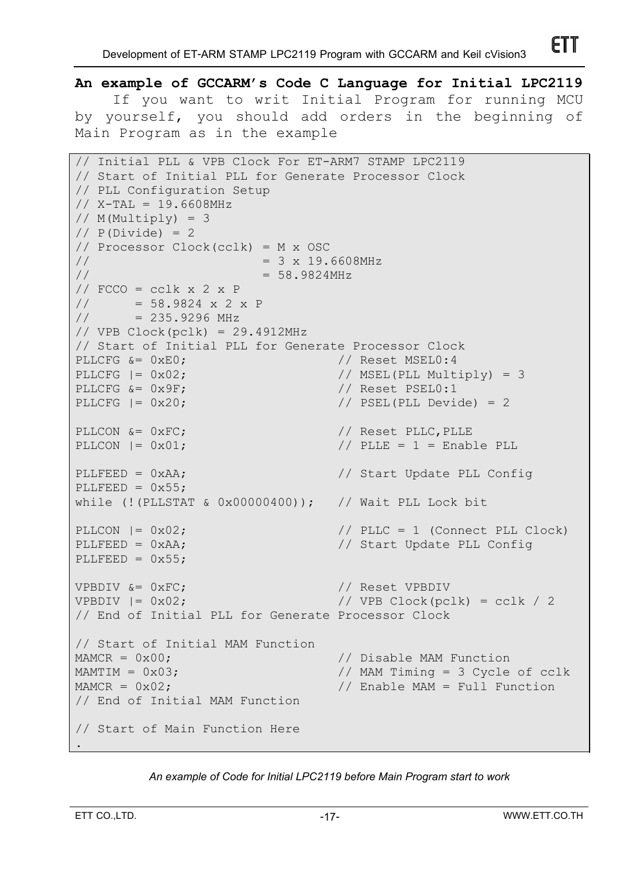**An example of GCCARM's Code C Language for Initial LPC2119**

If you want to writ Initial Program for running MCU by yourself, you should add orders in the beginning of Main Program as in the example

```
// Initial PLL & VPB Clock For ET-ARM7 STAMP LPC2119
// Start of Initial PLL for Generate Processor Clock
// PLL Configuration Setup
// X-TAL = 19.6608MHz
// M(Multiply) = 3
// P(Divide) = 2
// Processor Clock(cclk) = M x OSC
//                       = 3 x 19.6608MHz
//                       = 58.9824MHz
// FCCO = cclk x 2 x P
//      = 58.9824 x 2 x P
//      = 235.9296 MHz
// VPB Clock(pclk) = 29.4912MHz
// Start of Initial PLL for Generate Processor Clock
PLLCFG &= 0xE0;                   // Reset MSEL0:4
PLLCFG |= 0x02;                   // MSEL(PLL Multiply) = 3
PLLCFG &= 0x9F;                   // Reset PSEL0:1
PLLCFG |= 0x20;                   // PSEL(PLL Devide) = 2

PLLCON &= 0xFC;                   // Reset PLLC,PLLE
PLLCON |= 0x01;                   // PLLE = 1 = Enable PLL

PLLFEED = 0xAA;                   // Start Update PLL Config
PLLFEED = 0x55;
while (!(PLLSTAT & 0x00000400));  // Wait PLL Lock bit

PLLCON |= 0x02;                   // PLLC = 1 (Connect PLL Clock)
PLLFEED = 0xAA;                   // Start Update PLL Config
PLLFEED = 0x55;

VPBDIV &= 0xFC;                   // Reset VPBDIV
VPBDIV |= 0x02;                   // VPB Clock(pclk) = cclk / 2
// End of Initial PLL for Generate Processor Clock

// Start of Initial MAM Function
MAMCR = 0x00;                     // Disable MAM Function
MAMTIM = 0x03;                    // MAM Timing = 3 Cycle of cclk
MAMCR = 0x02;                     // Enable MAM = Full Function
// End of Initial MAM Function

// Start of Main Function Here
.
```

*An example of Code for Initial LPC2119 before Main Program start to work*